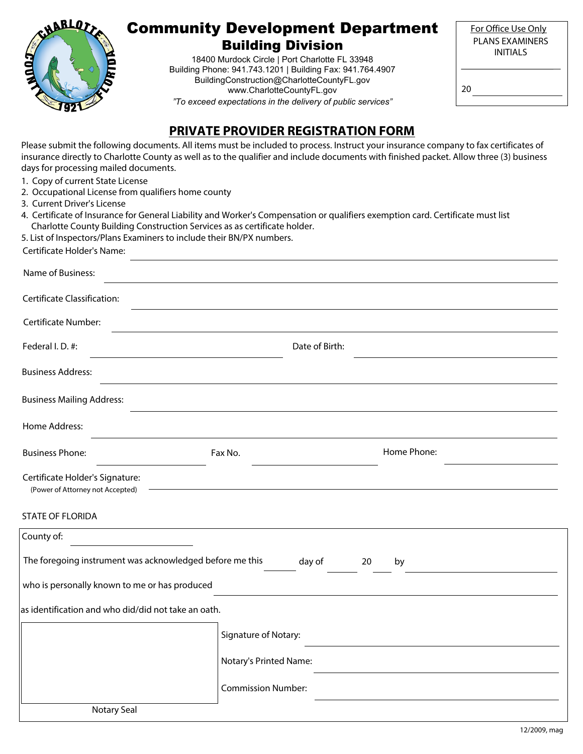# Community Development Department

## Building Division

18400 Murdock Circle | Port Charlotte FL 33948
Building Phone: 941.743.1201 | Building Fax: 941.764.4907
BuildingConstruction@CharlotteCountyFL.gov
www.CharlotteCountyFL.gov
*"To exceed expectations in the delivery of public services"*

For Office Use Only
PLANS EXAMINERS INITIALS

_______________

20 _______________

## PRIVATE PROVIDER REGISTRATION FORM

Please submit the following documents. All items must be included to process. Instruct your insurance company to fax certificates of insurance directly to Charlotte County as well as to the qualifier and include documents with finished packet. Allow three (3) business days for processing mailed documents.

1. Copy of current State License
2. Occupational License from qualifiers home county
3. Current Driver's License
4. Certificate of Insurance for General Liability and Worker's Compensation or qualifiers exemption card. Certificate must list Charlotte County Building Construction Services as as certificate holder.
5. List of Inspectors/Plans Examiners to include their BN/PX numbers.

Certificate Holder's Name: _______________

Name of Business: _______________

Certificate Classification: _______________

Certificate Number: _______________

Federal I. D. #: _______________ Date of Birth: _______________

Business Address: _______________

Business Mailing Address: _______________

Home Address: _______________

Business Phone: _______________ Fax No. _______________ Home Phone: _______________

Certificate Holder's Signature: _______________
(Power of Attorney not Accepted)

STATE OF FLORIDA

County of: _______________

The foregoing instrument was acknowledged before me this ______ day of ______ 20 ____ by _______________

who is personally known to me or has produced _______________

as identification and who did/did not take an oath.

Signature of Notary: _______________

Notary's Printed Name: _______________

Commission Number: _______________

Notary Seal

12/2009, mag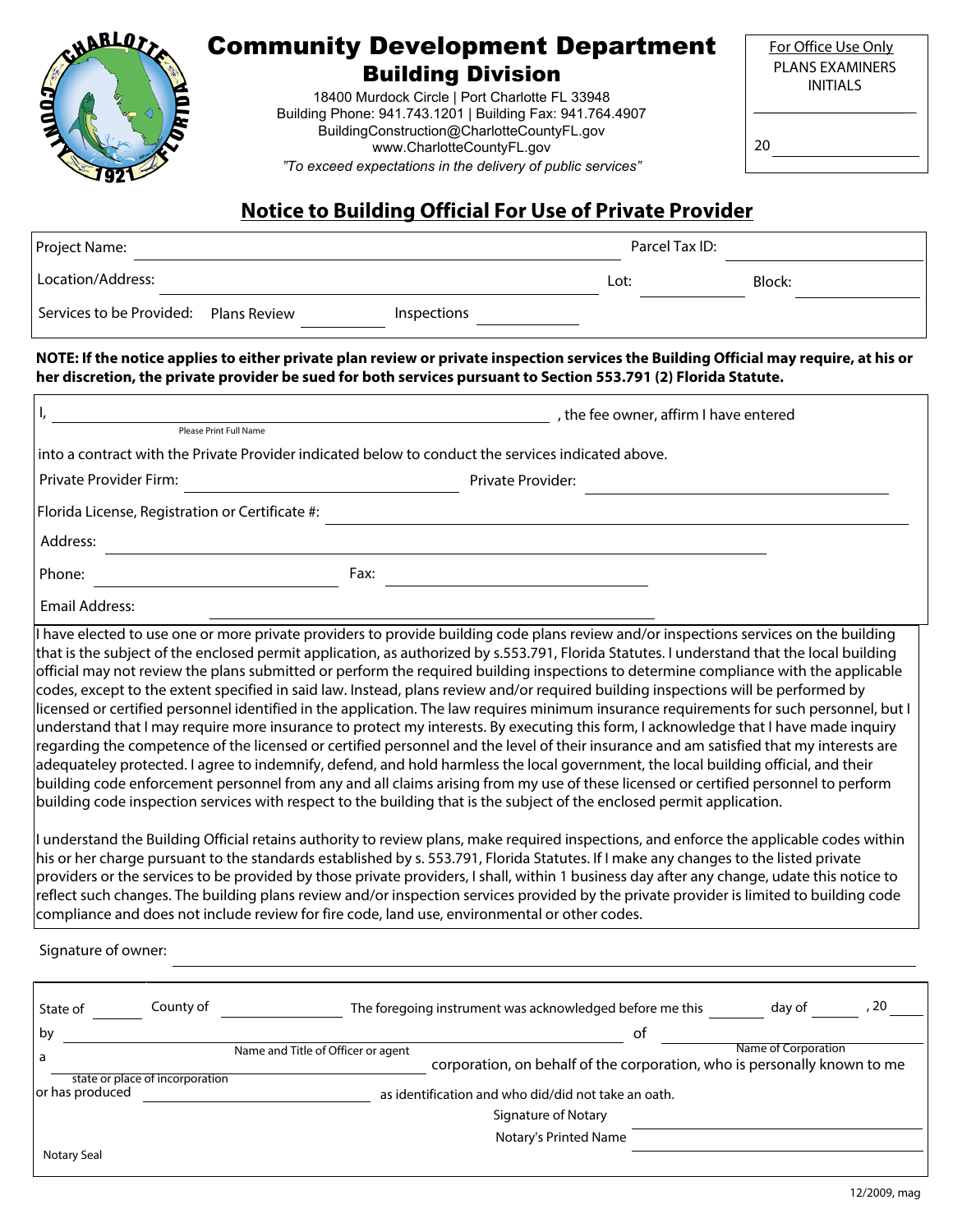# Community Development Department

## Building Division

18400 Murdock Circle | Port Charlotte FL 33948
Building Phone: 941.743.1201 | Building Fax: 941.764.4907
BuildingConstruction@CharlotteCountyFL.gov
www.CharlotteCountyFL.gov
*"To exceed expectations in the delivery of public services"*

For Office Use Only
PLANS EXAMINERS INITIALS
\_\_\_\_\_\_\_\_\_\_\_\_\_\_\_\_
20 \_\_\_\_\_\_\_\_\_\_\_\_\_\_\_\_

## Notice to Building Official For Use of Private Provider

Project Name: \_\_\_\_\_\_\_\_\_\_\_\_\_\_\_\_\_\_\_\_\_\_\_\_\_\_\_\_\_\_\_\_ Parcel Tax ID: \_\_\_\_\_\_\_\_\_\_\_\_\_\_\_\_

Location/Address: \_\_\_\_\_\_\_\_\_\_\_\_\_\_\_\_\_\_\_\_\_\_\_\_\_\_\_\_\_\_\_\_ Lot: \_\_\_\_\_\_\_\_ Block: \_\_\_\_\_\_\_\_

Services to be Provided: Plans Review \_\_\_\_\_\_\_\_ Inspections \_\_\_\_\_\_\_\_

**NOTE: If the notice applies to either private plan review or private inspection services the Building Official may require, at his or her discretion, the private provider be sued for both services pursuant to Section 553.791 (2) Florida Statute.**

I, \_\_\_\_\_\_\_\_\_\_\_\_\_\_\_\_\_\_\_\_\_\_\_\_\_\_\_\_\_\_\_\_ (Please Print Full Name), the fee owner, affirm I have entered into a contract with the Private Provider indicated below to conduct the services indicated above.

Private Provider Firm: \_\_\_\_\_\_\_\_\_\_\_\_\_\_\_\_\_\_\_\_ Private Provider: \_\_\_\_\_\_\_\_\_\_\_\_\_\_\_\_\_\_\_\_

Florida License, Registration or Certificate #: \_\_\_\_\_\_\_\_\_\_\_\_\_\_\_\_\_\_\_\_

Address: \_\_\_\_\_\_\_\_\_\_\_\_\_\_\_\_\_\_\_\_\_\_\_\_\_\_\_\_\_\_\_\_

Phone: \_\_\_\_\_\_\_\_\_\_\_\_\_\_\_\_ Fax: \_\_\_\_\_\_\_\_\_\_\_\_\_\_\_\_

Email Address: \_\_\_\_\_\_\_\_\_\_\_\_\_\_\_\_\_\_\_\_\_\_\_\_\_\_\_\_\_\_\_\_

I have elected to use one or more private providers to provide building code plans review and/or inspections services on the building that is the subject of the enclosed permit application, as authorized by s.553.791, Florida Statutes. I understand that the local building official may not review the plans submitted or perform the required building inspections to determine compliance with the applicable codes, except to the extent specified in said law. Instead, plans review and/or required building inspections will be performed by licensed or certified personnel identified in the application. The law requires minimum insurance requirements for such personnel, but I understand that I may require more insurance to protect my interests. By executing this form, I acknowledge that I have made inquiry regarding the competence of the licensed or certified personnel and the level of their insurance and am satisfied that my interests are adequateley protected. I agree to indemnify, defend, and hold harmless the local government, the local building official, and their building code enforcement personnel from any and all claims arising from my use of these licensed or certified personnel to perform building code inspection services with respect to the building that is the subject of the enclosed permit application.

I understand the Building Official retains authority to review plans, make required inspections, and enforce the applicable codes within his or her charge pursuant to the standards established by s. 553.791, Florida Statutes. If I make any changes to the listed private providers or the services to be provided by those private providers, I shall, within 1 business day after any change, udate this notice to reflect such changes. The building plans review and/or inspection services provided by the private provider is limited to building code compliance and does not include review for fire code, land use, environmental or other codes.

Signature of owner: \_\_\_\_\_\_\_\_\_\_\_\_\_\_\_\_\_\_\_\_\_\_\_\_\_\_\_\_\_\_\_\_

State of \_\_\_\_\_\_\_\_ County of \_\_\_\_\_\_\_\_ The foregoing instrument was acknowledged before me this \_\_\_\_\_\_\_\_ day of \_\_\_\_\_\_\_\_, 20 \_\_\_\_\_\_\_\_

by \_\_\_\_\_\_\_\_\_\_\_\_\_\_\_\_\_\_\_\_\_\_\_\_\_\_\_\_\_\_\_\_ (Name and Title of Officer or agent) of \_\_\_\_\_\_\_\_\_\_\_\_\_\_\_\_ (Name of Corporation)

a \_\_\_\_\_\_\_\_\_\_\_\_\_\_\_\_ (state or place of incorporation) corporation, on behalf of the corporation, who is personally known to me

or has produced \_\_\_\_\_\_\_\_\_\_\_\_\_\_\_\_ as identification and who did/did not take an oath.

Signature of Notary \_\_\_\_\_\_\_\_\_\_\_\_\_\_\_\_\_\_\_\_\_\_\_\_\_\_\_\_\_\_\_\_

Notary's Printed Name \_\_\_\_\_\_\_\_\_\_\_\_\_\_\_\_\_\_\_\_\_\_\_\_\_\_\_\_\_\_\_\_

Notary Seal

12/2009, mag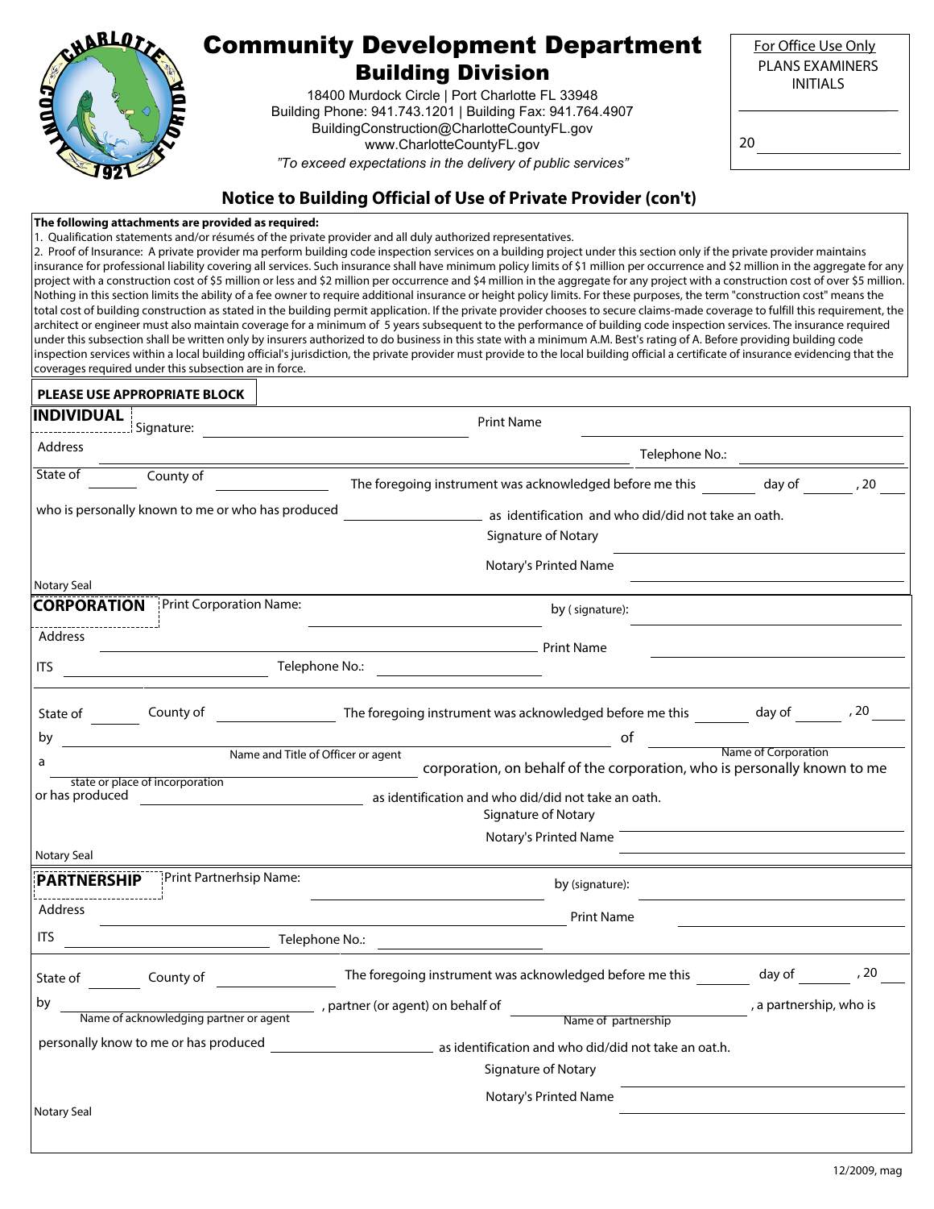# Community Development Department

## Building Division

18400 Murdock Circle | Port Charlotte FL 33948
Building Phone: 941.743.1201 | Building Fax: 941.764.4907
BuildingConstruction@CharlotteCountyFL.gov
www.CharlotteCountyFL.gov
*"To exceed expectations in the delivery of public services"*

For Office Use Only
PLANS EXAMINERS INITIALS
\_\_\_\_\_\_\_\_\_\_\_\_\_\_\_\_\_\_\_\_
20 \_\_\_\_\_\_\_\_\_\_\_\_\_\_\_\_

### Notice to Building Official of Use of Private Provider (con't)

**The following attachments are provided as required:**

1. Qualification statements and/or résumés of the private provider and all duly authorized representatives.
2. Proof of Insurance: A private provider ma perform building code inspection services on a building project under this section only if the private provider maintains insurance for professional liability covering all services. Such insurance shall have minimum policy limits of $1 million per occurrence and $2 million in the aggregate for any project with a construction cost of $5 million or less and $2 million per occurrence and $4 million in the aggregate for any project with a construction cost of over $5 million. Nothing in this section limits the ability of a fee owner to require additional insurance or height policy limits. For these purposes, the term "construction cost" means the total cost of building construction as stated in the building permit application. If the private provider chooses to secure claims-made coverage to fulfill this requirement, the architect or engineer must also maintain coverage for a minimum of 5 years subsequent to the performance of building code inspection services. The insurance required under this subsection shall be written only by insurers authorized to do business in this state with a minimum A.M. Best's rating of A. Before providing building code inspection services within a local building official's jurisdiction, the private provider must provide to the local building official a certificate of insurance evidencing that the coverages required under this subsection are in force.

**PLEASE USE APPROPRIATE BLOCK**

**INDIVIDUAL**

Signature: \_\_\_\_\_\_\_\_\_\_\_\_\_\_\_\_ Print Name \_\_\_\_\_\_\_\_\_\_\_\_\_\_\_\_

Address \_\_\_\_\_\_\_\_\_\_\_\_\_\_\_\_ Telephone No.: \_\_\_\_\_\_\_\_\_\_\_\_\_\_\_\_

State of \_\_\_\_\_\_ County of \_\_\_\_\_\_ The foregoing instrument was acknowledged before me this \_\_\_\_\_\_ day of \_\_\_\_\_\_ , 20 \_\_\_

who is personally known to me or who has produced \_\_\_\_\_\_\_\_\_\_\_\_ as identification and who did/did not take an oath.

Signature of Notary \_\_\_\_\_\_\_\_\_\_\_\_\_\_\_\_

Notary's Printed Name \_\_\_\_\_\_\_\_\_\_\_\_\_\_\_\_

Notary Seal

**CORPORATION**

Print Corporation Name: \_\_\_\_\_\_\_\_\_\_\_\_\_\_\_\_ by (signature): \_\_\_\_\_\_\_\_\_\_\_\_\_\_\_\_

Address \_\_\_\_\_\_\_\_\_\_\_\_\_\_\_\_ Print Name \_\_\_\_\_\_\_\_\_\_\_\_\_\_\_\_

ITS \_\_\_\_\_\_\_\_\_\_\_\_\_\_\_\_ Telephone No.: \_\_\_\_\_\_\_\_\_\_\_\_\_\_\_\_

State of \_\_\_\_\_\_ County of \_\_\_\_\_\_ The foregoing instrument was acknowledged before me this \_\_\_\_\_\_ day of \_\_\_\_\_\_ , 20 \_\_\_

by \_\_\_\_\_\_\_\_\_\_\_\_\_\_\_\_ (Name and Title of Officer or agent) of \_\_\_\_\_\_\_\_\_\_\_\_\_\_\_\_ (Name of Corporation)

a \_\_\_\_\_\_\_\_\_\_\_\_\_\_\_\_ (state or place of incorporation) corporation, on behalf of the corporation, who is personally known to me or has produced \_\_\_\_\_\_\_\_\_\_\_\_ as identification and who did/did not take an oath.

Signature of Notary \_\_\_\_\_\_\_\_\_\_\_\_\_\_\_\_

Notary's Printed Name \_\_\_\_\_\_\_\_\_\_\_\_\_\_\_\_

Notary Seal

**PARTNERSHIP**

Print Partnerhsip Name: \_\_\_\_\_\_\_\_\_\_\_\_\_\_\_\_ by (signature): \_\_\_\_\_\_\_\_\_\_\_\_\_\_\_\_

Address \_\_\_\_\_\_\_\_\_\_\_\_\_\_\_\_ Print Name \_\_\_\_\_\_\_\_\_\_\_\_\_\_\_\_

ITS \_\_\_\_\_\_\_\_\_\_\_\_\_\_\_\_ Telephone No.: \_\_\_\_\_\_\_\_\_\_\_\_\_\_\_\_

State of \_\_\_\_\_\_ County of \_\_\_\_\_\_ The foregoing instrument was acknowledged before me this \_\_\_\_\_\_ day of \_\_\_\_\_\_ , 20 \_\_\_

by \_\_\_\_\_\_\_\_\_\_\_\_\_\_\_\_ (Name of acknowledging partner or agent), partner (or agent) on behalf of \_\_\_\_\_\_\_\_\_\_\_\_\_\_\_\_ (Name of partnership), a partnership, who is personally know to me or has produced \_\_\_\_\_\_\_\_\_\_\_\_ as identification and who did/did not take an oat.h.

Signature of Notary \_\_\_\_\_\_\_\_\_\_\_\_\_\_\_\_

Notary's Printed Name \_\_\_\_\_\_\_\_\_\_\_\_\_\_\_\_

Notary Seal

12/2009, mag